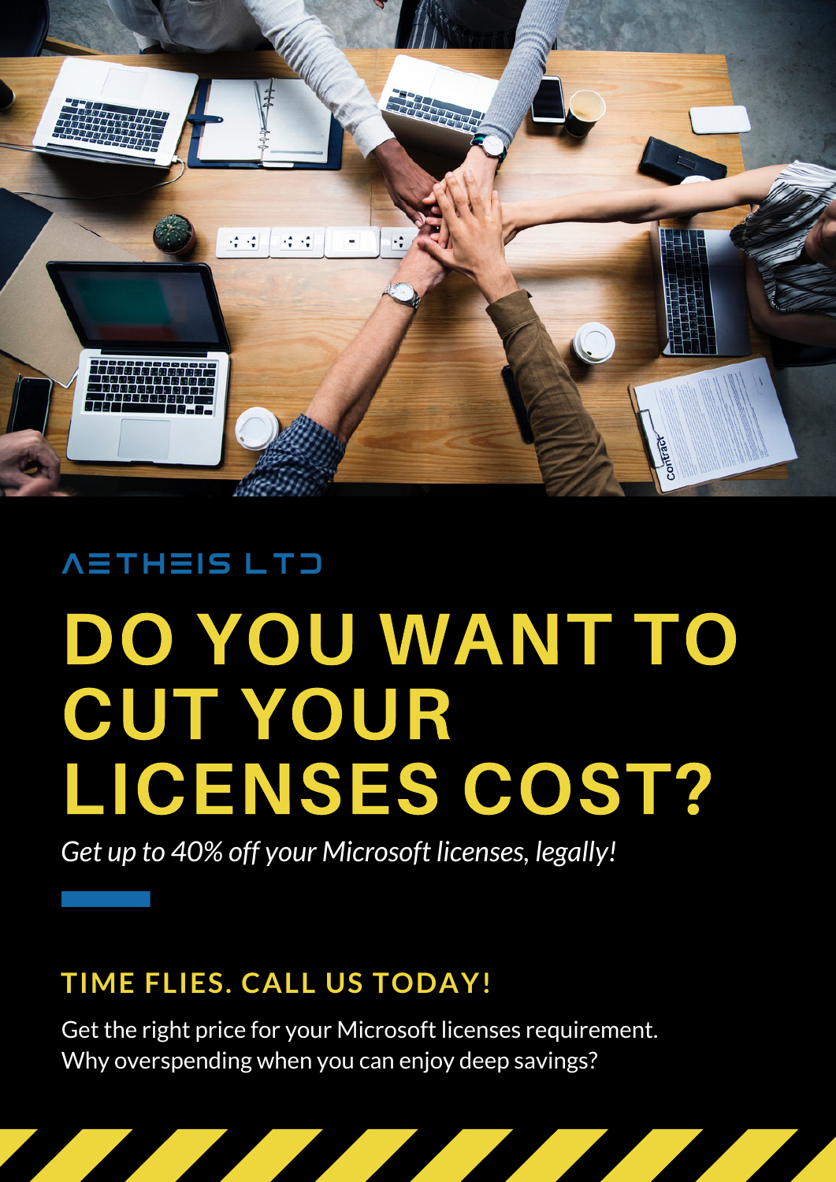AETHEIS LTD

# DO YOU WANT TO CUT YOUR LICENSES COST?

*Get up to 40% off your Microsoft licenses, legally!*

## TIME FLIES. CALL US TODAY!

Get the right price for your Microsoft licenses requirement.
Why overspending when you can enjoy deep savings?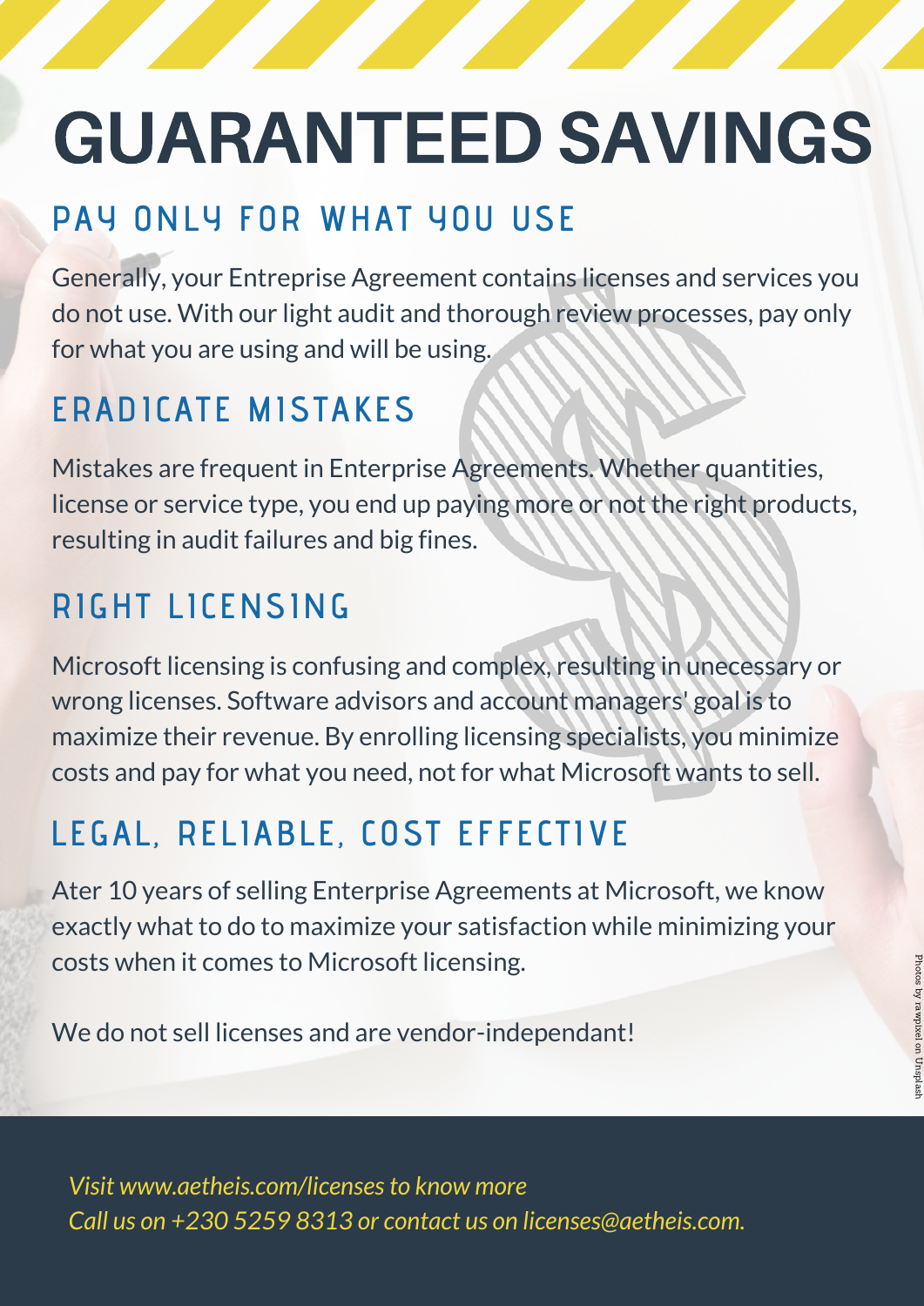# GUARANTEED SAVINGS

## PAY ONLY FOR WHAT YOU USE

Generally, your Entreprise Agreement contains licenses and services you do not use. With our light audit and thorough review processes, pay only for what you are using and will be using.

## ERADICATE MISTAKES

Mistakes are frequent in Enterprise Agreements. Whether quantities, license or service type, you end up paying more or not the right products, resulting in audit failures and big fines.

## RIGHT LICENSING

Microsoft licensing is confusing and complex, resulting in unecessary or wrong licenses. Software advisors and account managers' goal is to maximize their revenue. By enrolling licensing specialists, you minimize costs and pay for what you need, not for what Microsoft wants to sell.

## LEGAL, RELIABLE, COST EFFECTIVE

Ater 10 years of selling Enterprise Agreements at Microsoft, we know exactly what to do to maximize your satisfaction while minimizing your costs when it comes to Microsoft licensing.

We do not sell licenses and are vendor-independant!

Photos by rawpixel on Unsplash

*Visit www.aetheis.com/licenses to know more*
*Call us on +230 5259 8313 or contact us on licenses@aetheis.com.*